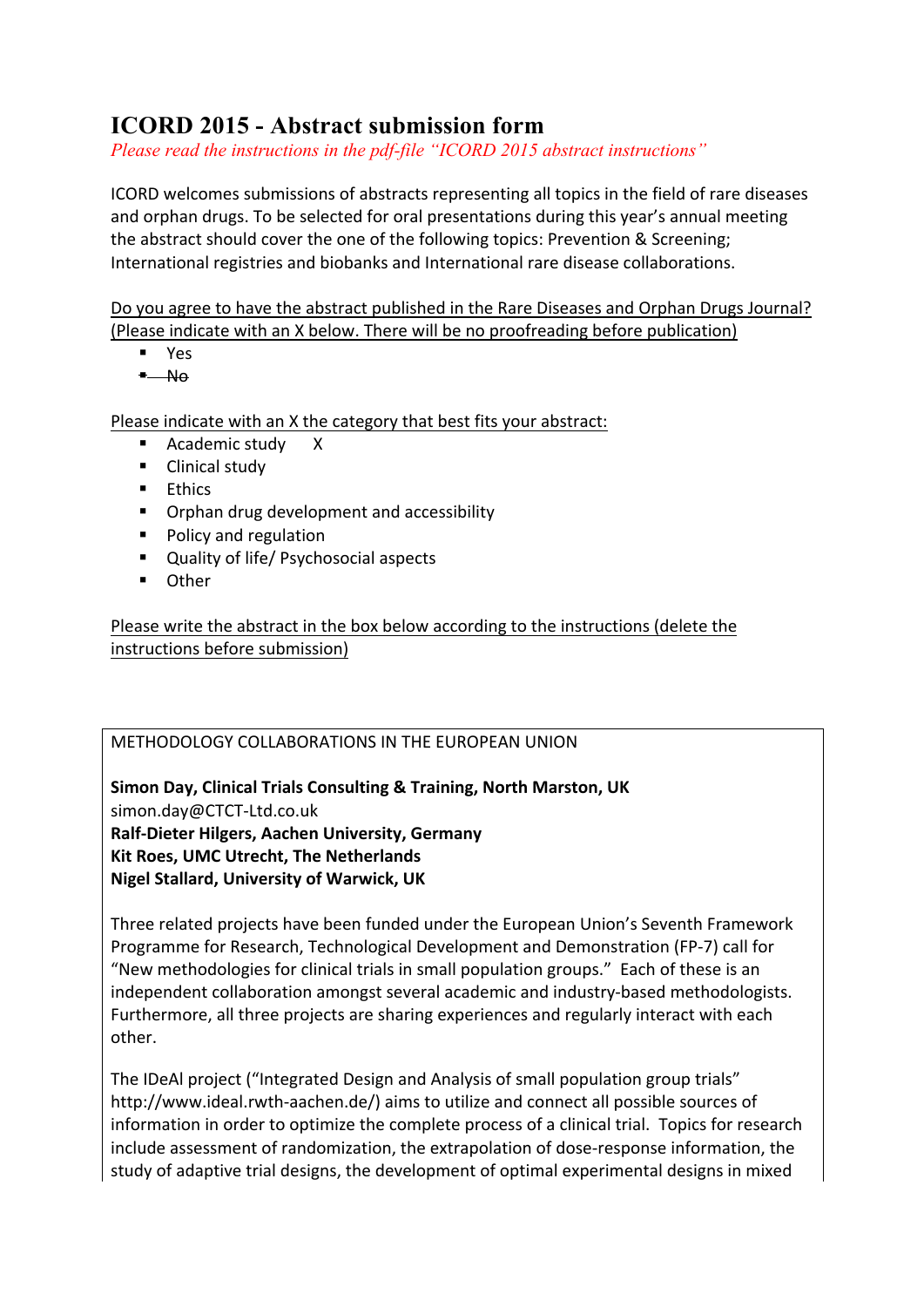# ICORD 2015 - Abstract submission form

*Please read the instructions in the pdf-file "ICORD 2015 abstract instructions"*

ICORD welcomes submissions of abstracts representing all topics in the field of rare diseases and orphan drugs. To be selected for oral presentations during this year's annual meeting the abstract should cover the one of the following topics: Prevention & Screening; International registries and biobanks and International rare disease collaborations.

<u>Do you agree to have the abstract published in the Rare Diseases and Orphan Drugs Journal? (Please indicate with an X below. There will be no proofreading before publication)</u>

- Yes
- ~~No~~

<u>Please indicate with an X the category that best fits your abstract:</u>

- Academic study X
- Clinical study
- Ethics
- Orphan drug development and accessibility
- Policy and regulation
- Quality of life/ Psychosocial aspects
- Other

<u>Please write the abstract in the box below according to the instructions (delete the instructions before submission)</u>

METHODOLOGY COLLABORATIONS IN THE EUROPEAN UNION

**Simon Day, Clinical Trials Consulting & Training, North Marston, UK**
simon.day@CTCT-Ltd.co.uk
**Ralf-Dieter Hilgers, Aachen University, Germany**
**Kit Roes, UMC Utrecht, The Netherlands**
**Nigel Stallard, University of Warwick, UK**

Three related projects have been funded under the European Union's Seventh Framework Programme for Research, Technological Development and Demonstration (FP-7) call for "New methodologies for clinical trials in small population groups." Each of these is an independent collaboration amongst several academic and industry-based methodologists. Furthermore, all three projects are sharing experiences and regularly interact with each other.

The IDeAl project ("Integrated Design and Analysis of small population group trials" http://www.ideal.rwth-aachen.de/) aims to utilize and connect all possible sources of information in order to optimize the complete process of a clinical trial. Topics for research include assessment of randomization, the extrapolation of dose-response information, the study of adaptive trial designs, the development of optimal experimental designs in mixed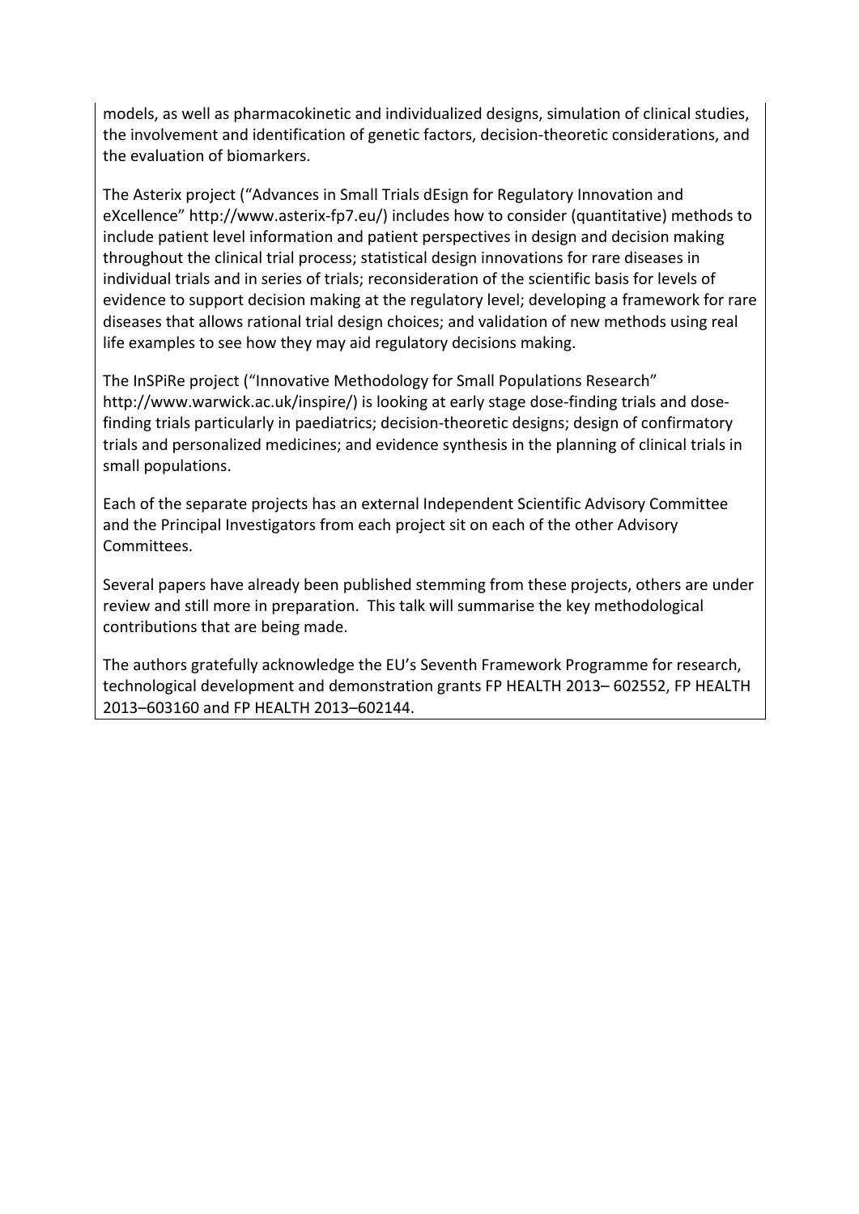models, as well as pharmacokinetic and individualized designs, simulation of clinical studies, the involvement and identification of genetic factors, decision-theoretic considerations, and the evaluation of biomarkers.

The Asterix project ("Advances in Small Trials dEsign for Regulatory Innovation and eXcellence" http://www.asterix-fp7.eu/) includes how to consider (quantitative) methods to include patient level information and patient perspectives in design and decision making throughout the clinical trial process; statistical design innovations for rare diseases in individual trials and in series of trials; reconsideration of the scientific basis for levels of evidence to support decision making at the regulatory level; developing a framework for rare diseases that allows rational trial design choices; and validation of new methods using real life examples to see how they may aid regulatory decisions making.

The InSPiRe project ("Innovative Methodology for Small Populations Research" http://www.warwick.ac.uk/inspire/) is looking at early stage dose-finding trials and dose-finding trials particularly in paediatrics; decision-theoretic designs; design of confirmatory trials and personalized medicines; and evidence synthesis in the planning of clinical trials in small populations.

Each of the separate projects has an external Independent Scientific Advisory Committee and the Principal Investigators from each project sit on each of the other Advisory Committees.

Several papers have already been published stemming from these projects, others are under review and still more in preparation. This talk will summarise the key methodological contributions that are being made.

The authors gratefully acknowledge the EU's Seventh Framework Programme for research, technological development and demonstration grants FP HEALTH 2013– 602552, FP HEALTH 2013–603160 and FP HEALTH 2013–602144.